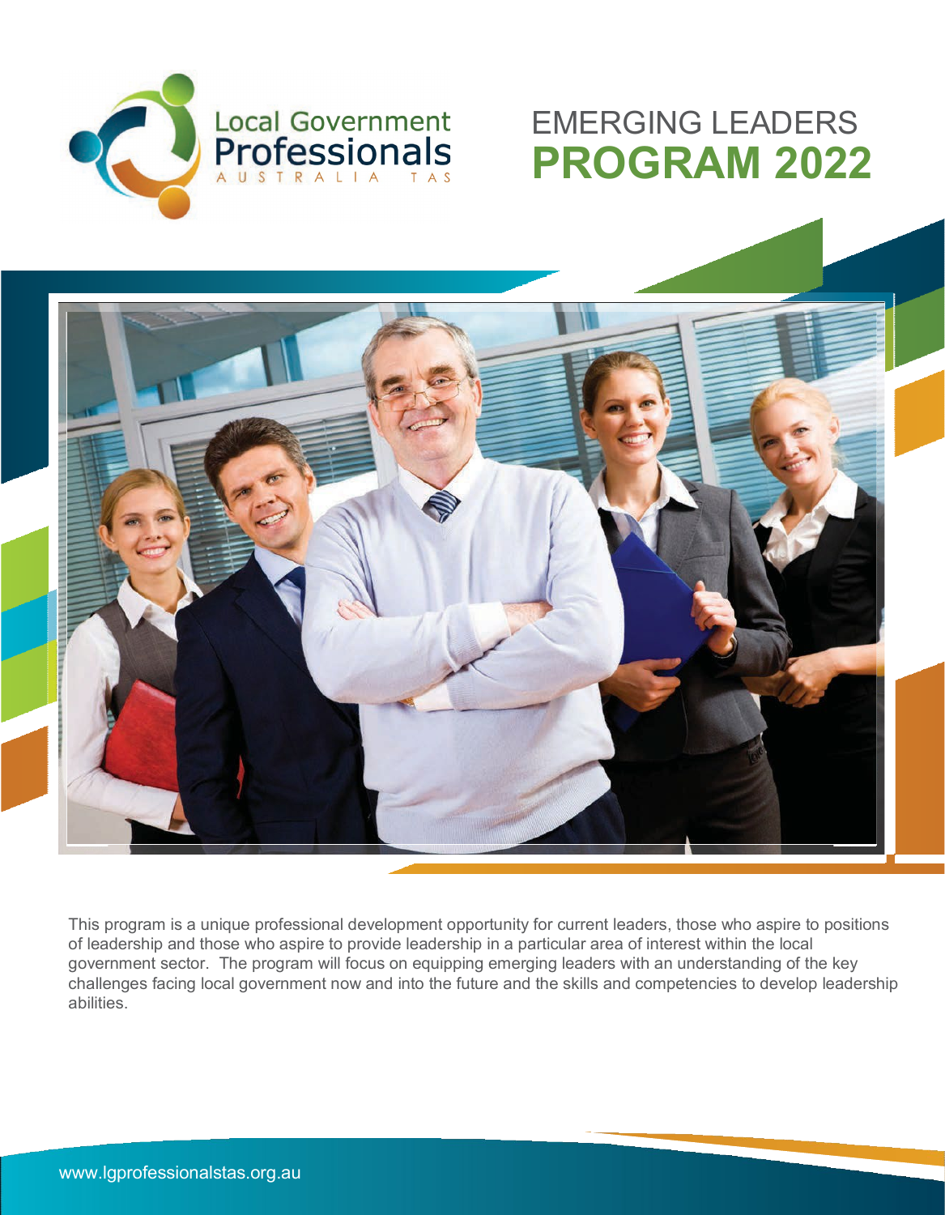Local Government Professionals

AUSTRALIA TAS

# EMERGING LEADERS **PROGRAM 2022**

This program is a unique professional development opportunity for current leaders, those who aspire to positions of leadership and those who aspire to provide leadership in a particular area of interest within the local government sector. The program will focus on equipping emerging leaders with an understanding of the key challenges facing local government now and into the future and the skills and competencies to develop leadership abilities.

www.lgprofessionalstas.org.au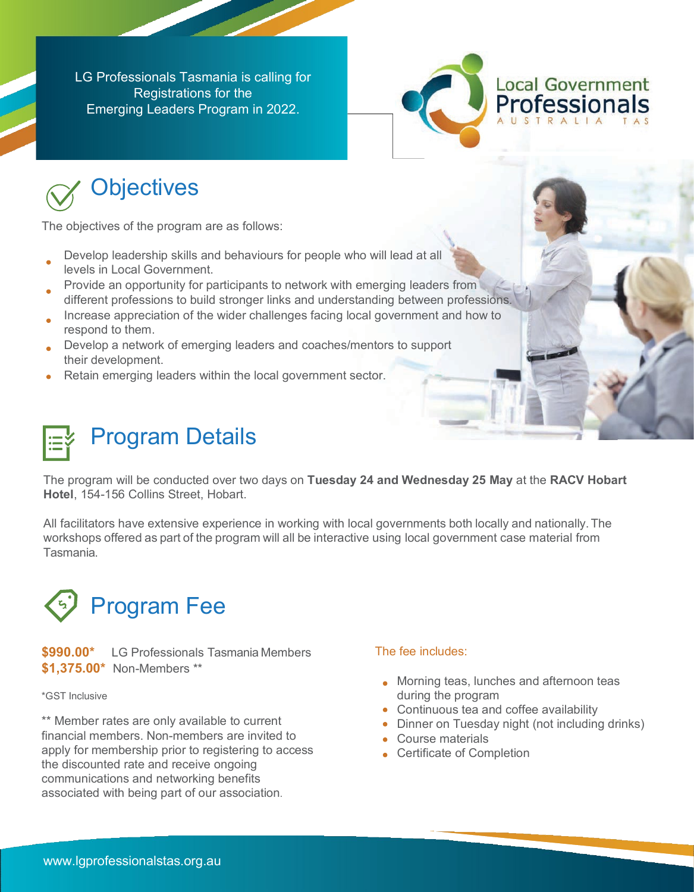LG Professionals Tasmania is calling for Registrations for the Emerging Leaders Program in 2022.

Local Government Professionals AUSTRALIA TAS

## Objectives

The objectives of the program are as follows:

- Develop leadership skills and behaviours for people who will lead at all levels in Local Government.
- Provide an opportunity for participants to network with emerging leaders from different professions to build stronger links and understanding between professions.
- Increase appreciation of the wider challenges facing local government and how to respond to them.
- Develop a network of emerging leaders and coaches/mentors to support their development.
- Retain emerging leaders within the local government sector.

## Program Details

The program will be conducted over two days on **Tuesday 24 and Wednesday 25 May** at the **RACV Hobart Hotel**, 154-156 Collins Street, Hobart.

All facilitators have extensive experience in working with local governments both locally and nationally. The workshops offered as part of the program will all be interactive using local government case material from Tasmania.

## Program Fee

**$990.00*** LG Professionals Tasmania Members
**$1,375.00*** Non-Members **

*GST Inclusive

** Member rates are only available to current financial members. Non-members are invited to apply for membership prior to registering to access the discounted rate and receive ongoing communications and networking benefits associated with being part of our association.

The fee includes:

- Morning teas, lunches and afternoon teas during the program
- Continuous tea and coffee availability
- Dinner on Tuesday night (not including drinks)
- Course materials
- Certificate of Completion

www.lgprofessionalstas.org.au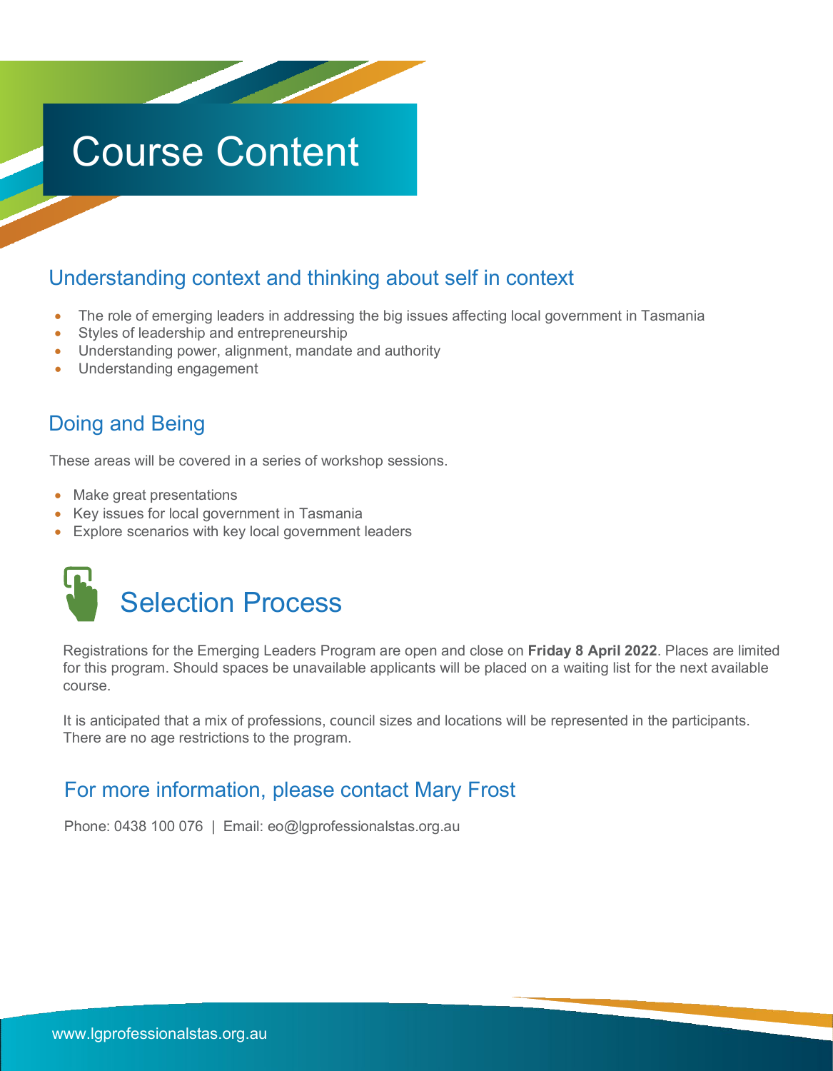# Course Content

## Understanding context and thinking about self in context

- The role of emerging leaders in addressing the big issues affecting local government in Tasmania
- Styles of leadership and entrepreneurship
- Understanding power, alignment, mandate and authority
- Understanding engagement

## Doing and Being

These areas will be covered in a series of workshop sessions.

- Make great presentations
- Key issues for local government in Tasmania
- Explore scenarios with key local government leaders

# Selection Process

Registrations for the Emerging Leaders Program are open and close on **Friday 8 April 2022**. Places are limited for this program. Should spaces be unavailable applicants will be placed on a waiting list for the next available course.

It is anticipated that a mix of professions, council sizes and locations will be represented in the participants. There are no age restrictions to the program.

## For more information, please contact Mary Frost

Phone: 0438 100 076 | Email: eo@lgprofessionalstas.org.au

www.lgprofessionalstas.org.au